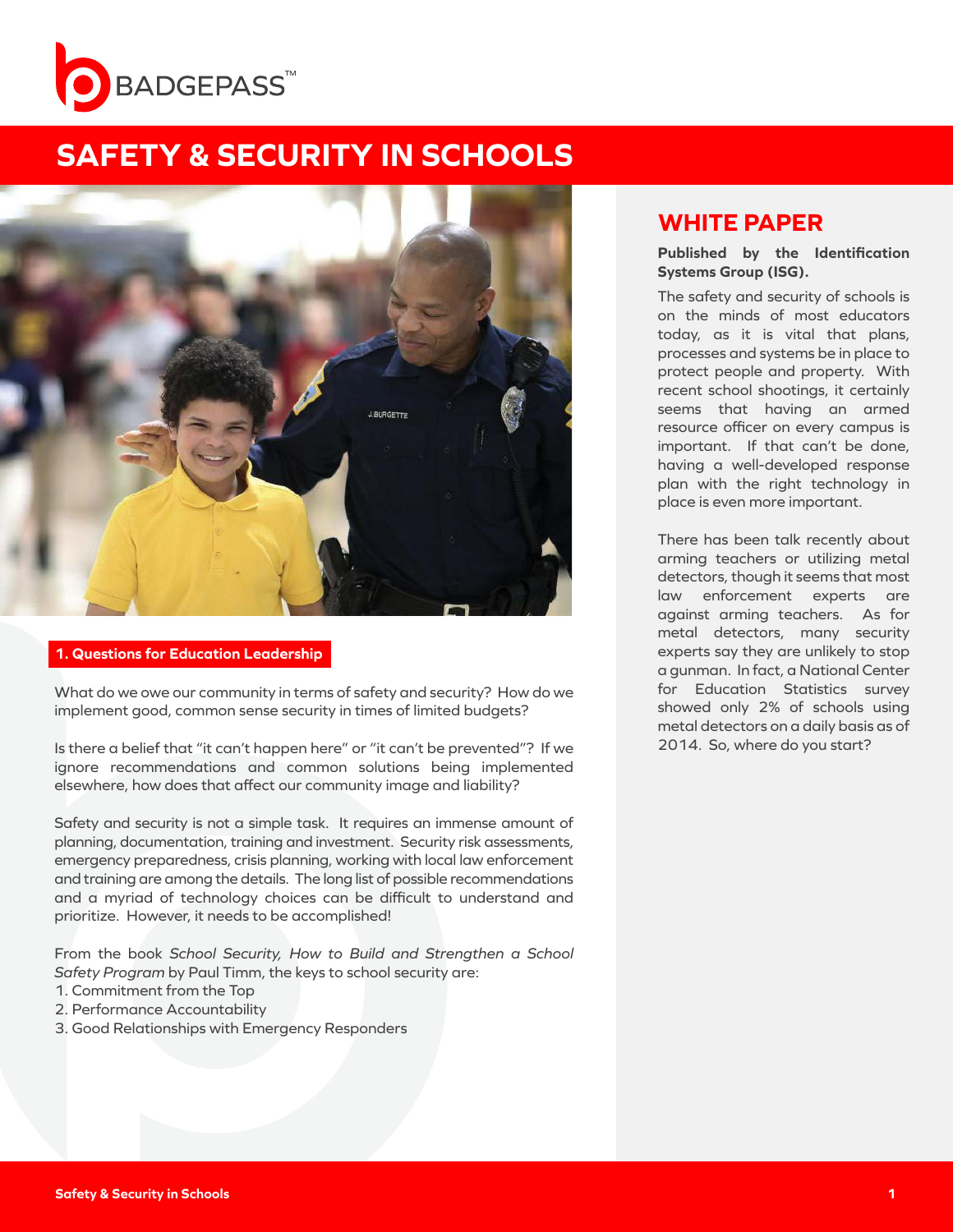BADGEPASS™

# SAFETY & SECURITY IN SCHOOLS

## WHITE PAPER

**Published by the Identification Systems Group (ISG).**

The safety and security of schools is on the minds of most educators today, as it is vital that plans, processes and systems be in place to protect people and property. With recent school shootings, it certainly seems that having an armed resource officer on every campus is important. If that can't be done, having a well-developed response plan with the right technology in place is even more important.

There has been talk recently about arming teachers or utilizing metal detectors, though it seems that most law enforcement experts are against arming teachers. As for metal detectors, many security experts say they are unlikely to stop a gunman. In fact, a National Center for Education Statistics survey showed only 2% of schools using metal detectors on a daily basis as of 2014. So, where do you start?

### 1. Questions for Education Leadership

What do we owe our community in terms of safety and security? How do we implement good, common sense security in times of limited budgets?

Is there a belief that "it can't happen here" or "it can't be prevented"? If we ignore recommendations and common solutions being implemented elsewhere, how does that affect our community image and liability?

Safety and security is not a simple task. It requires an immense amount of planning, documentation, training and investment. Security risk assessments, emergency preparedness, crisis planning, working with local law enforcement and training are among the details. The long list of possible recommendations and a myriad of technology choices can be difficult to understand and prioritize. However, it needs to be accomplished!

From the book *School Security, How to Build and Strengthen a School Safety Program* by Paul Timm, the keys to school security are:

1. Commitment from the Top
2. Performance Accountability
3. Good Relationships with Emergency Responders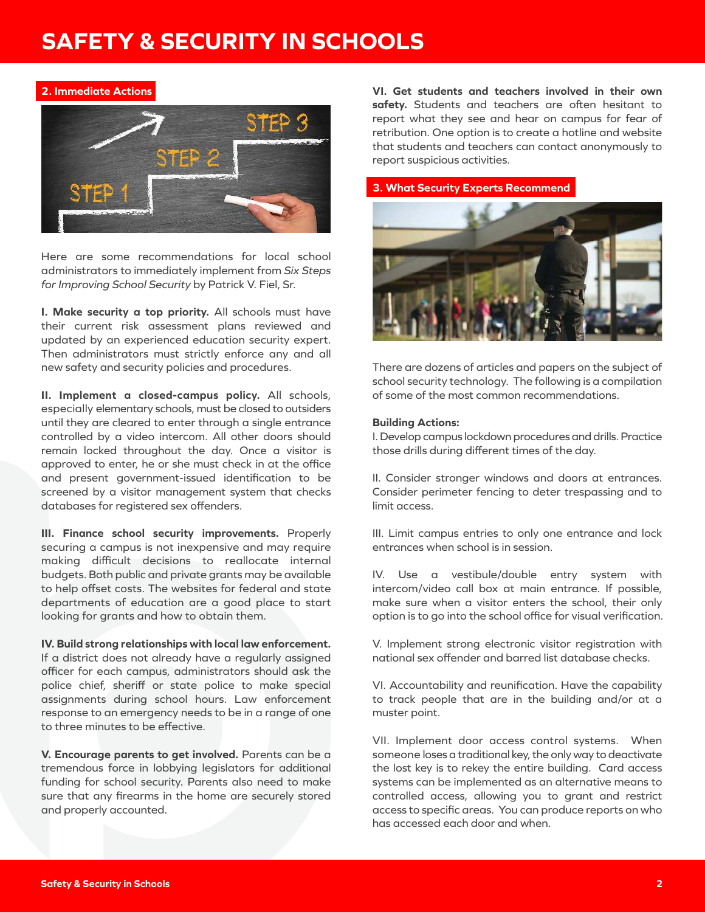## 2. Immediate Actions

Here are some recommendations for local school administrators to immediately implement from *Six Steps for Improving School Security* by Patrick V. Fiel, Sr.

**I. Make security a top priority.** All schools must have their current risk assessment plans reviewed and updated by an experienced education security expert. Then administrators must strictly enforce any and all new safety and security policies and procedures.

**II. Implement a closed-campus policy.** All schools, especially elementary schools, must be closed to outsiders until they are cleared to enter through a single entrance controlled by a video intercom. All other doors should remain locked throughout the day. Once a visitor is approved to enter, he or she must check in at the office and present government-issued identification to be screened by a visitor management system that checks databases for registered sex offenders.

**III. Finance school security improvements.** Properly securing a campus is not inexpensive and may require making difficult decisions to reallocate internal budgets. Both public and private grants may be available to help offset costs. The websites for federal and state departments of education are a good place to start looking for grants and how to obtain them.

**IV. Build strong relationships with local law enforcement.** If a district does not already have a regularly assigned officer for each campus, administrators should ask the police chief, sheriff or state police to make special assignments during school hours. Law enforcement response to an emergency needs to be in a range of one to three minutes to be effective.

**V. Encourage parents to get involved.** Parents can be a tremendous force in lobbying legislators for additional funding for school security. Parents also need to make sure that any firearms in the home are securely stored and properly accounted.

**VI. Get students and teachers involved in their own safety.** Students and teachers are often hesitant to report what they see and hear on campus for fear of retribution. One option is to create a hotline and website that students and teachers can contact anonymously to report suspicious activities.

## 3. What Security Experts Recommend

There are dozens of articles and papers on the subject of school security technology. The following is a compilation of some of the most common recommendations.

**Building Actions:**

I. Develop campus lockdown procedures and drills. Practice those drills during different times of the day.

II. Consider stronger windows and doors at entrances. Consider perimeter fencing to deter trespassing and to limit access.

III. Limit campus entries to only one entrance and lock entrances when school is in session.

IV. Use a vestibule/double entry system with intercom/video call box at main entrance. If possible, make sure when a visitor enters the school, their only option is to go into the school office for visual verification.

V. Implement strong electronic visitor registration with national sex offender and barred list database checks.

VI. Accountability and reunification. Have the capability to track people that are in the building and/or at a muster point.

VII. Implement door access control systems. When someone loses a traditional key, the only way to deactivate the lost key is to rekey the entire building. Card access systems can be implemented as an alternative means to controlled access, allowing you to grant and restrict access to specific areas. You can produce reports on who has accessed each door and when.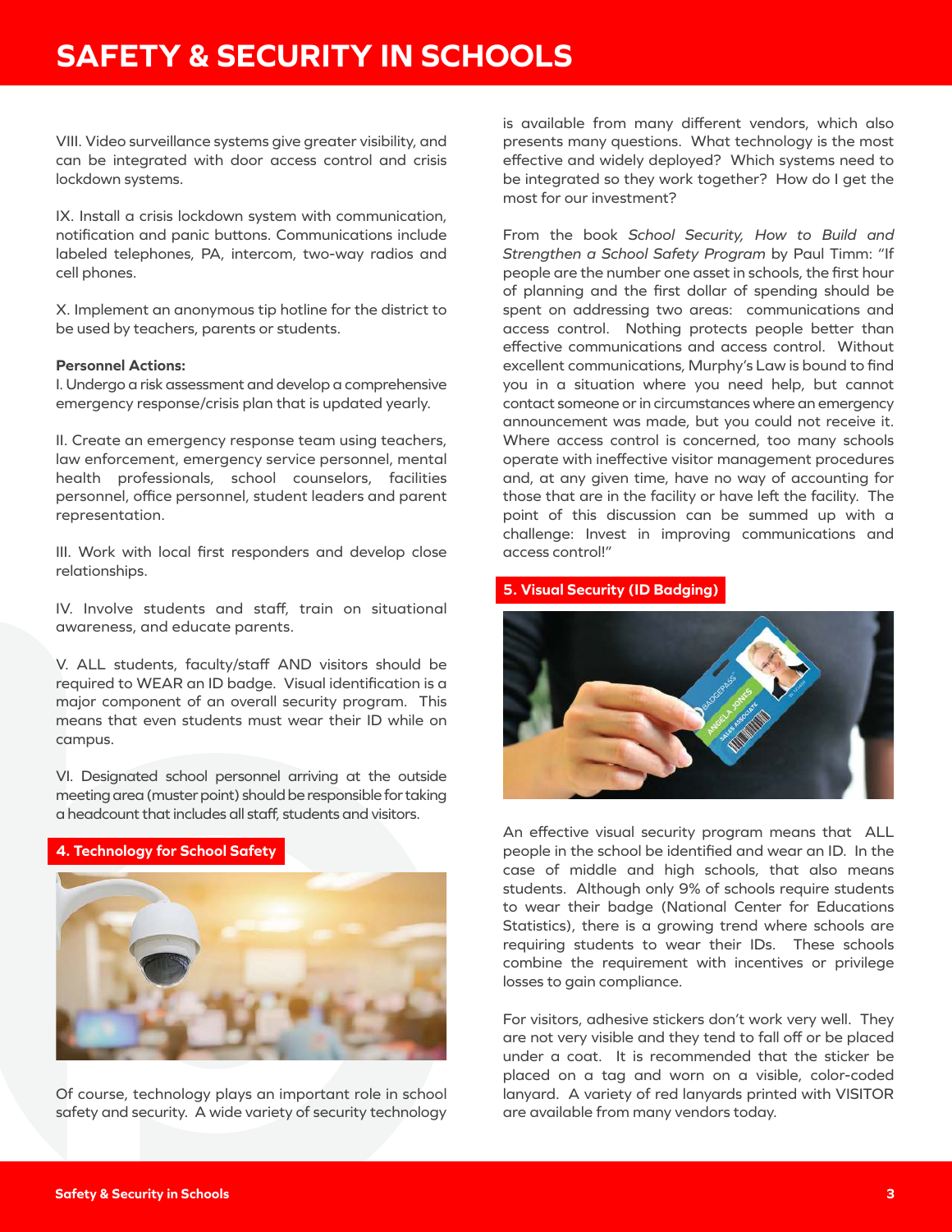VIII. Video surveillance systems give greater visibility, and can be integrated with door access control and crisis lockdown systems.

IX. Install a crisis lockdown system with communication, notification and panic buttons. Communications include labeled telephones, PA, intercom, two-way radios and cell phones.

X. Implement an anonymous tip hotline for the district to be used by teachers, parents or students.

**Personnel Actions:**

I. Undergo a risk assessment and develop a comprehensive emergency response/crisis plan that is updated yearly.

II. Create an emergency response team using teachers, law enforcement, emergency service personnel, mental health professionals, school counselors, facilities personnel, office personnel, student leaders and parent representation.

III. Work with local first responders and develop close relationships.

IV. Involve students and staff, train on situational awareness, and educate parents.

V. ALL students, faculty/staff AND visitors should be required to WEAR an ID badge. Visual identification is a major component of an overall security program. This means that even students must wear their ID while on campus.

VI. Designated school personnel arriving at the outside meeting area (muster point) should be responsible for taking a headcount that includes all staff, students and visitors.

## 4. Technology for School Safety

Of course, technology plays an important role in school safety and security. A wide variety of security technology is available from many different vendors, which also presents many questions. What technology is the most effective and widely deployed? Which systems need to be integrated so they work together? How do I get the most for our investment?

From the book *School Security, How to Build and Strengthen a School Safety Program* by Paul Timm: "If people are the number one asset in schools, the first hour of planning and the first dollar of spending should be spent on addressing two areas: communications and access control. Nothing protects people better than effective communications and access control. Without excellent communications, Murphy's Law is bound to find you in a situation where you need help, but cannot contact someone or in circumstances where an emergency announcement was made, but you could not receive it. Where access control is concerned, too many schools operate with ineffective visitor management procedures and, at any given time, have no way of accounting for those that are in the facility or have left the facility. The point of this discussion can be summed up with a challenge: Invest in improving communications and access control!"

## 5. Visual Security (ID Badging)

An effective visual security program means that ALL people in the school be identified and wear an ID. In the case of middle and high schools, that also means students. Although only 9% of schools require students to wear their badge (National Center for Educations Statistics), there is a growing trend where schools are requiring students to wear their IDs. These schools combine the requirement with incentives or privilege losses to gain compliance.

For visitors, adhesive stickers don't work very well. They are not very visible and they tend to fall off or be placed under a coat. It is recommended that the sticker be placed on a tag and worn on a visible, color-coded lanyard. A variety of red lanyards printed with VISITOR are available from many vendors today.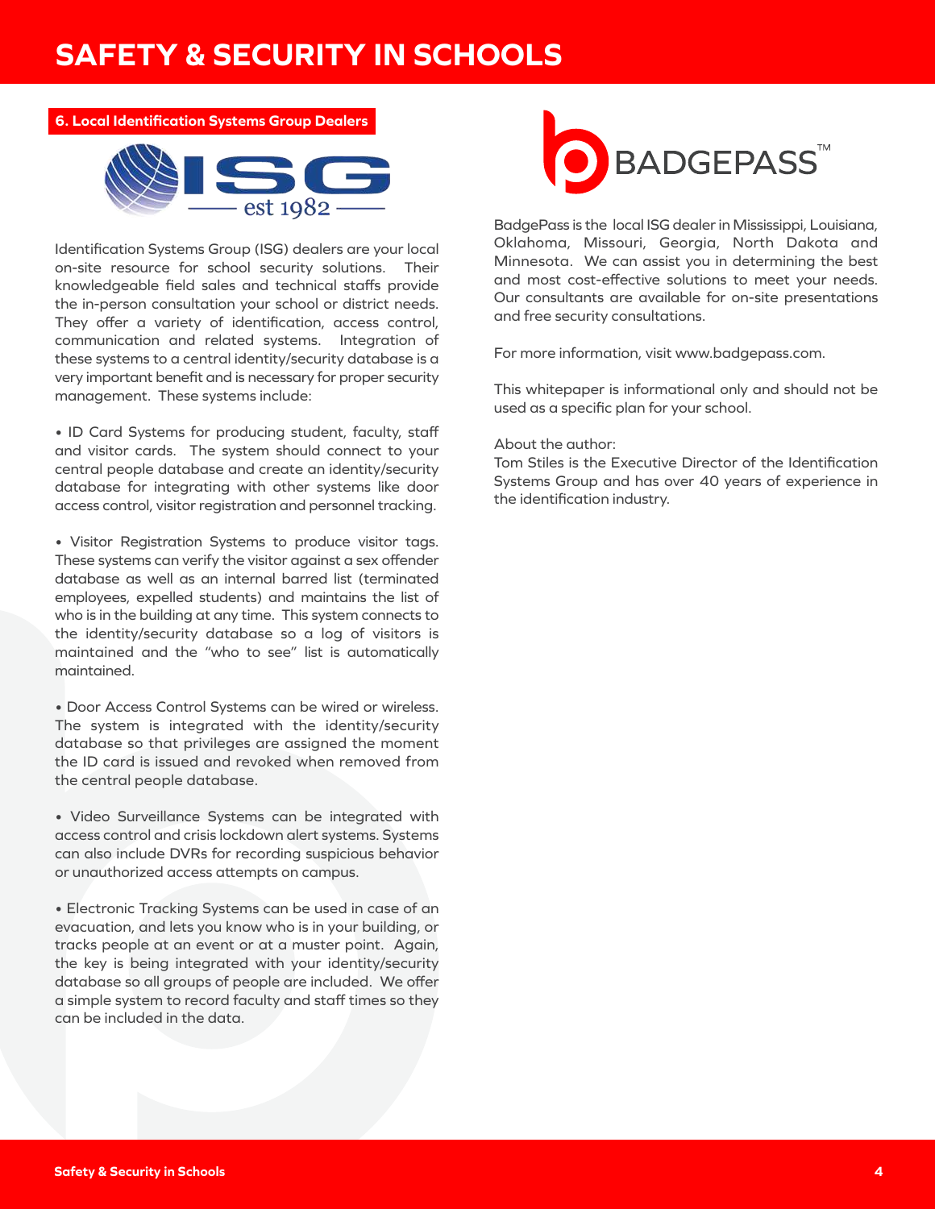## 6. Local Identification Systems Group Dealers

Identification Systems Group (ISG) dealers are your local on-site resource for school security solutions. Their knowledgeable field sales and technical staffs provide the in-person consultation your school or district needs. They offer a variety of identification, access control, communication and related systems. Integration of these systems to a central identity/security database is a very important benefit and is necessary for proper security management. These systems include:

- ID Card Systems for producing student, faculty, staff and visitor cards. The system should connect to your central people database and create an identity/security database for integrating with other systems like door access control, visitor registration and personnel tracking.

- Visitor Registration Systems to produce visitor tags. These systems can verify the visitor against a sex offender database as well as an internal barred list (terminated employees, expelled students) and maintains the list of who is in the building at any time. This system connects to the identity/security database so a log of visitors is maintained and the "who to see" list is automatically maintained.

- Door Access Control Systems can be wired or wireless. The system is integrated with the identity/security database so that privileges are assigned the moment the ID card is issued and revoked when removed from the central people database.

- Video Surveillance Systems can be integrated with access control and crisis lockdown alert systems. Systems can also include DVRs for recording suspicious behavior or unauthorized access attempts on campus.

- Electronic Tracking Systems can be used in case of an evacuation, and lets you know who is in your building, or tracks people at an event or at a muster point. Again, the key is being integrated with your identity/security database so all groups of people are included. We offer a simple system to record faculty and staff times so they can be included in the data.

BadgePass is the local ISG dealer in Mississippi, Louisiana, Oklahoma, Missouri, Georgia, North Dakota and Minnesota. We can assist you in determining the best and most cost-effective solutions to meet your needs. Our consultants are available for on-site presentations and free security consultations.

For more information, visit www.badgepass.com.

This whitepaper is informational only and should not be used as a specific plan for your school.

About the author:
Tom Stiles is the Executive Director of the Identification Systems Group and has over 40 years of experience in the identification industry.